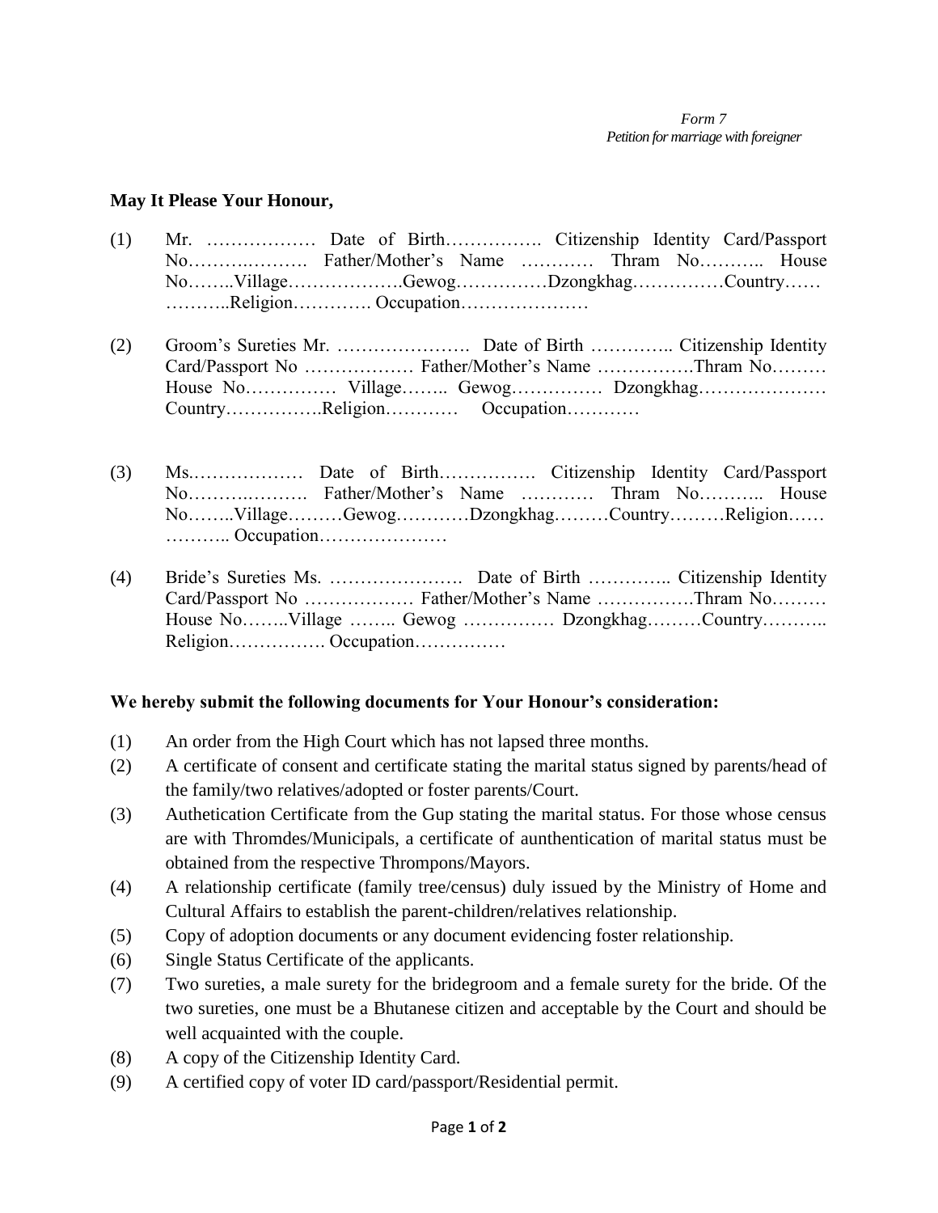*Form 7*
*Petition for marriage with foreigner*

**May It Please Your Honour,**

(1) Mr. ……………… Date of Birth……………. Citizenship Identity Card/Passport No……….………. Father/Mother's Name ………… Thram No……….. House No……..Village……………….Gewog……………Dzongkhag……………Country…… ………..Religion…………. Occupation…………………

(2) Groom's Sureties Mr. …………………. Date of Birth ………….. Citizenship Identity Card/Passport No ……………… Father/Mother's Name …………….Thram No……… House No…………… Village…….. Gewog………….. Dzongkhag………………… Country…………….Religion………… Occupation…………

(3) Ms.……………… Date of Birth……………. Citizenship Identity Card/Passport No……….………. Father/Mother's Name ………… Thram No……….. House No……..Village………Gewog…………Dzongkhag………Country………Religion…… ……….. Occupation…………………

(4) Bride's Sureties Ms. …………………. Date of Birth ………….. Citizenship Identity Card/Passport No ……………… Father/Mother's Name …………….Thram No……… House No……..Village …….. Gewog …………… Dzongkhag………Country……….. Religion……………. Occupation……………

**We hereby submit the following documents for Your Honour's consideration:**

(1) An order from the High Court which has not lapsed three months.
(2) A certificate of consent and certificate stating the marital status signed by parents/head of the family/two relatives/adopted or foster parents/Court.
(3) Authetication Certificate from the Gup stating the marital status. For those whose census are with Thromdes/Municipals, a certificate of aunthentication of marital status must be obtained from the respective Thrompons/Mayors.
(4) A relationship certificate (family tree/census) duly issued by the Ministry of Home and Cultural Affairs to establish the parent-children/relatives relationship.
(5) Copy of adoption documents or any document evidencing foster relationship.
(6) Single Status Certificate of the applicants.
(7) Two sureties, a male surety for the bridegroom and a female surety for the bride. Of the two sureties, one must be a Bhutanese citizen and acceptable by the Court and should be well acquainted with the couple.
(8) A copy of the Citizenship Identity Card.
(9) A certified copy of voter ID card/passport/Residential permit.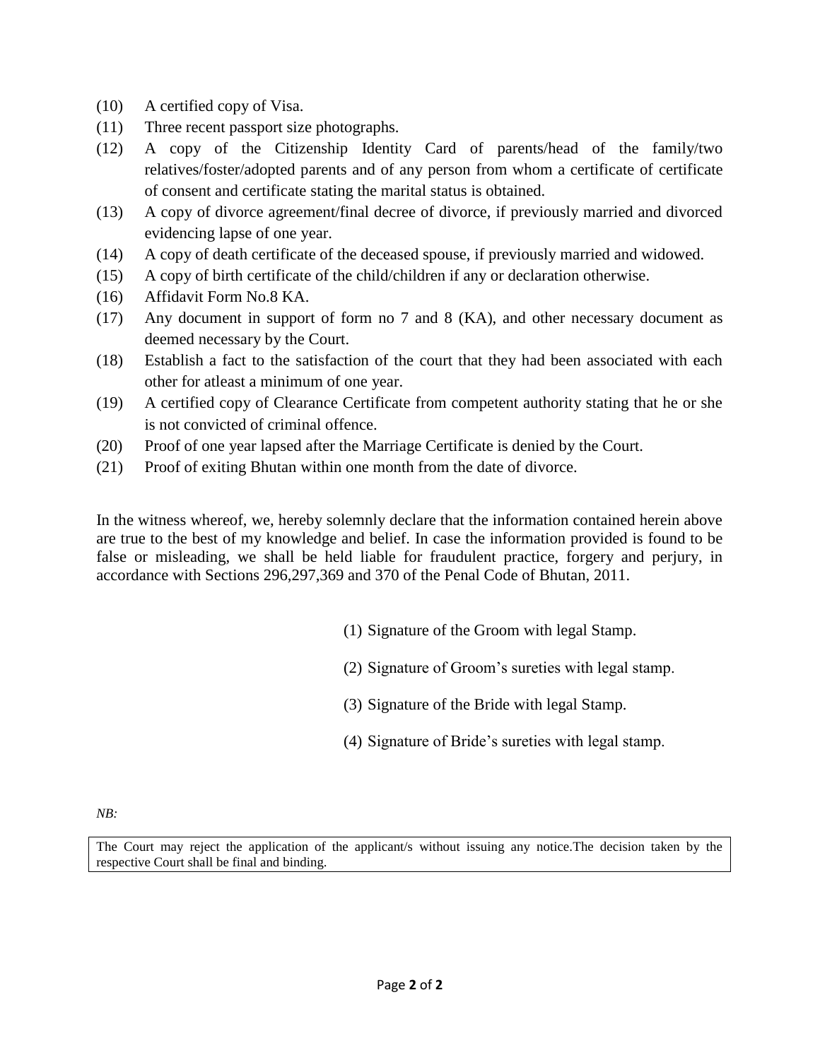(10) A certified copy of Visa.

(11) Three recent passport size photographs.

(12) A copy of the Citizenship Identity Card of parents/head of the family/two relatives/foster/adopted parents and of any person from whom a certificate of certificate of consent and certificate stating the marital status is obtained.

(13) A copy of divorce agreement/final decree of divorce, if previously married and divorced evidencing lapse of one year.

(14) A copy of death certificate of the deceased spouse, if previously married and widowed.

(15) A copy of birth certificate of the child/children if any or declaration otherwise.

(16) Affidavit Form No.8 KA.

(17) Any document in support of form no 7 and 8 (KA), and other necessary document as deemed necessary by the Court.

(18) Establish a fact to the satisfaction of the court that they had been associated with each other for atleast a minimum of one year.

(19) A certified copy of Clearance Certificate from competent authority stating that he or she is not convicted of criminal offence.

(20) Proof of one year lapsed after the Marriage Certificate is denied by the Court.

(21) Proof of exiting Bhutan within one month from the date of divorce.

In the witness whereof, we, hereby solemnly declare that the information contained herein above are true to the best of my knowledge and belief. In case the information provided is found to be false or misleading, we shall be held liable for fraudulent practice, forgery and perjury, in accordance with Sections 296,297,369 and 370 of the Penal Code of Bhutan, 2011.

(1) Signature of the Groom with legal Stamp.

(2) Signature of Groom's sureties with legal stamp.

(3) Signature of the Bride with legal Stamp.

(4) Signature of Bride's sureties with legal stamp.

*NB:*

| |
|---|
| The Court may reject the application of the applicant/s without issuing any notice.The decision taken by the respective Court shall be final and binding. |